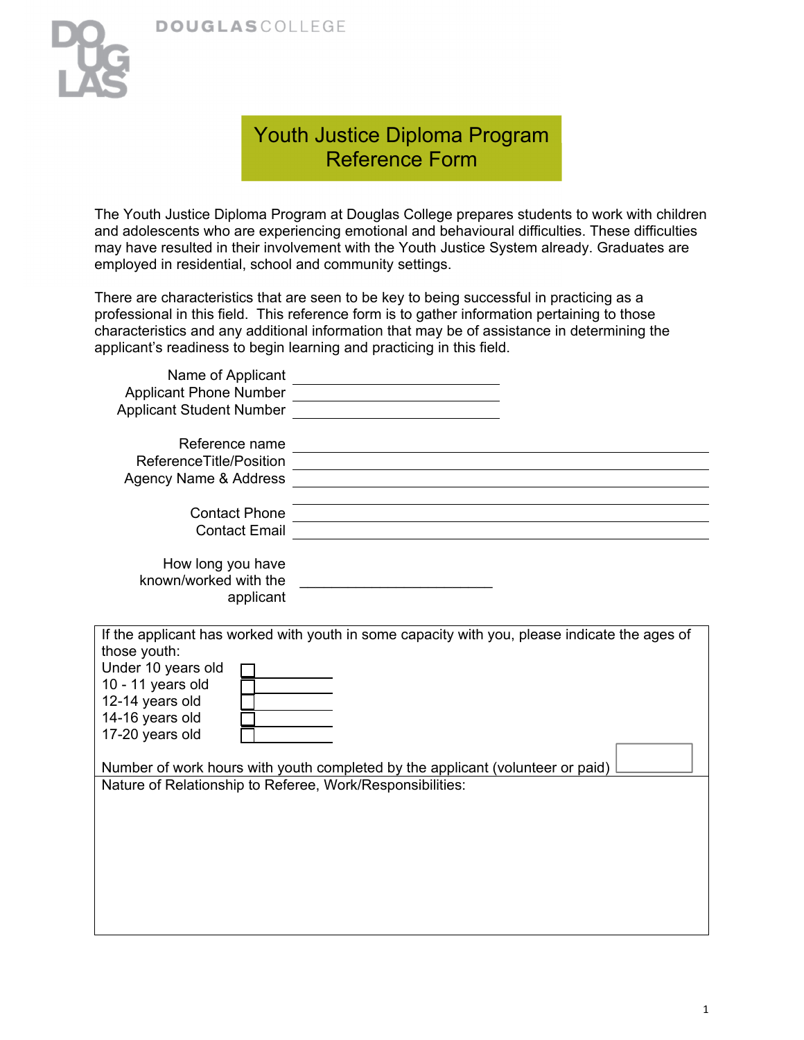DOUGLASCOLLEGE

# Youth Justice Diploma Program Reference Form

The Youth Justice Diploma Program at Douglas College prepares students to work with children and adolescents who are experiencing emotional and behavioural difficulties. These difficulties may have resulted in their involvement with the Youth Justice System already. Graduates are employed in residential, school and community settings.

There are characteristics that are seen to be key to being successful in practicing as a professional in this field. This reference form is to gather information pertaining to those characteristics and any additional information that may be of assistance in determining the applicant's readiness to begin learning and practicing in this field.

Name of Applicant \_\_\_\_\_\_\_\_\_\_\_\_\_\_\_\_\_\_\_\_\_\_\_\_

Applicant Phone Number \_\_\_\_\_\_\_\_\_\_\_\_\_\_\_\_\_\_\_\_\_\_\_\_

Applicant Student Number \_\_\_\_\_\_\_\_\_\_\_\_\_\_\_\_\_\_\_\_\_\_\_\_

Reference name \_\_\_\_\_\_\_\_\_\_\_\_\_\_\_\_\_\_\_\_\_\_\_\_\_\_\_\_\_\_\_\_\_\_\_\_\_\_\_\_\_\_\_\_\_\_

ReferenceTitle/Position \_\_\_\_\_\_\_\_\_\_\_\_\_\_\_\_\_\_\_\_\_\_\_\_\_\_\_\_\_\_\_\_\_\_\_\_\_\_\_\_\_\_\_\_\_\_

Agency Name & Address \_\_\_\_\_\_\_\_\_\_\_\_\_\_\_\_\_\_\_\_\_\_\_\_\_\_\_\_\_\_\_\_\_\_\_\_\_\_\_\_\_\_\_\_\_\_

\_\_\_\_\_\_\_\_\_\_\_\_\_\_\_\_\_\_\_\_\_\_\_\_\_\_\_\_\_\_\_\_\_\_\_\_\_\_\_\_\_\_\_\_\_\_

Contact Phone \_\_\_\_\_\_\_\_\_\_\_\_\_\_\_\_\_\_\_\_\_\_\_\_\_\_\_\_\_\_\_\_\_\_\_\_\_\_\_\_\_\_\_\_\_\_

Contact Email \_\_\_\_\_\_\_\_\_\_\_\_\_\_\_\_\_\_\_\_\_\_\_\_\_\_\_\_\_\_\_\_\_\_\_\_\_\_\_\_\_\_\_\_\_\_

How long you have known/worked with the applicant \_\_\_\_\_\_\_\_\_\_\_\_\_\_\_\_\_\_\_\_\_\_\_\_

If the applicant has worked with youth in some capacity with you, please indicate the ages of those youth:

- Under 10 years old ☐ \_\_\_\_\_\_\_\_\_\_
- 10 - 11 years old ☐ \_\_\_\_\_\_\_\_\_\_
- 12-14 years old ☐ \_\_\_\_\_\_\_\_\_\_
- 14-16 years old ☐ \_\_\_\_\_\_\_\_\_\_
- 17-20 years old ☐ \_\_\_\_\_\_\_\_\_\_

Number of work hours with youth completed by the applicant (volunteer or paid) ☐

Nature of Relationship to Referee, Work/Responsibilities: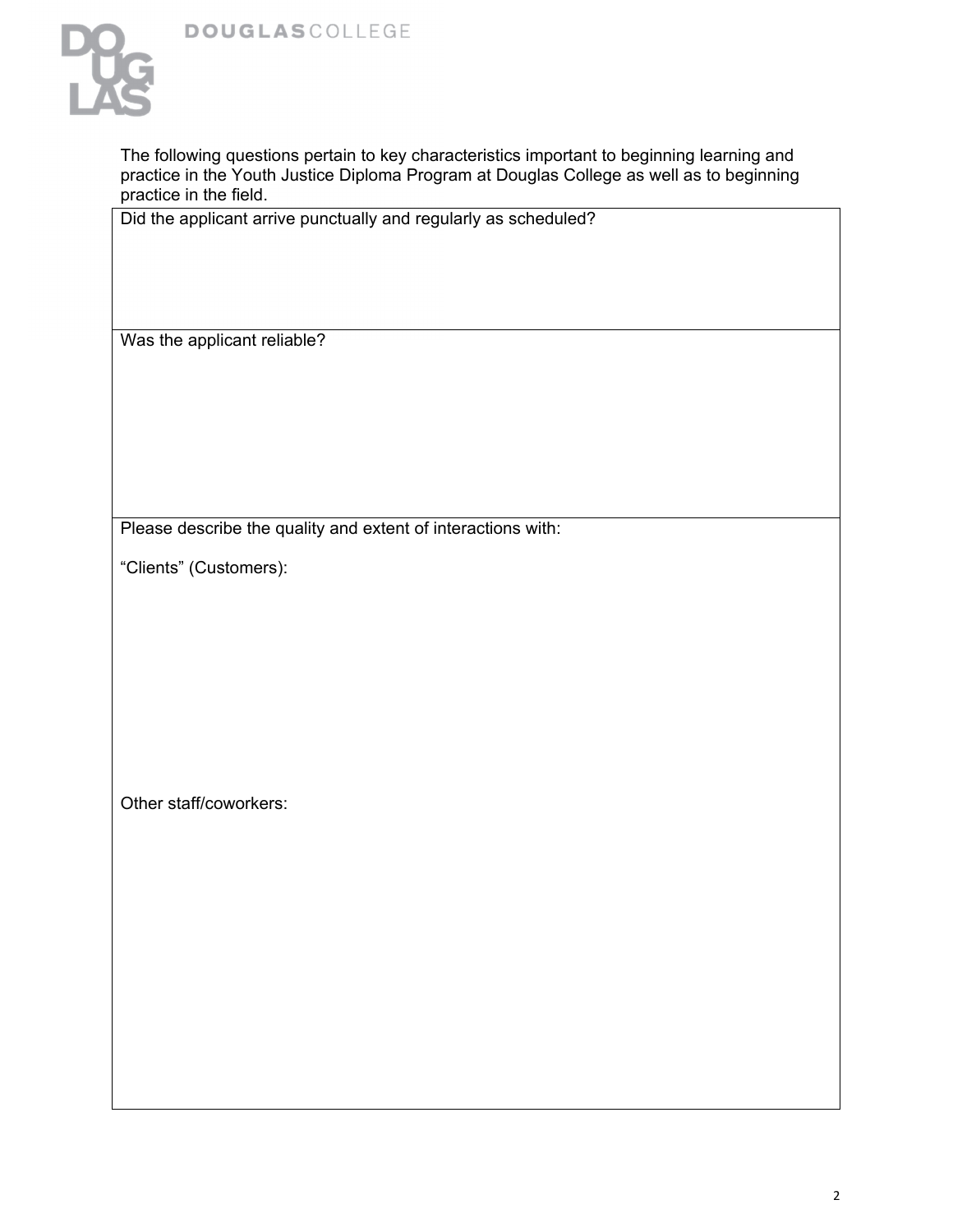The following questions pertain to key characteristics important to beginning learning and practice in the Youth Justice Diploma Program at Douglas College as well as to beginning practice in the field.

| Did the applicant arrive punctually and regularly as scheduled? |
| --- |
| Was the applicant reliable? |
| Please describe the quality and extent of interactions with:<br><br>"Clients" (Customers):<br><br>Other staff/coworkers: |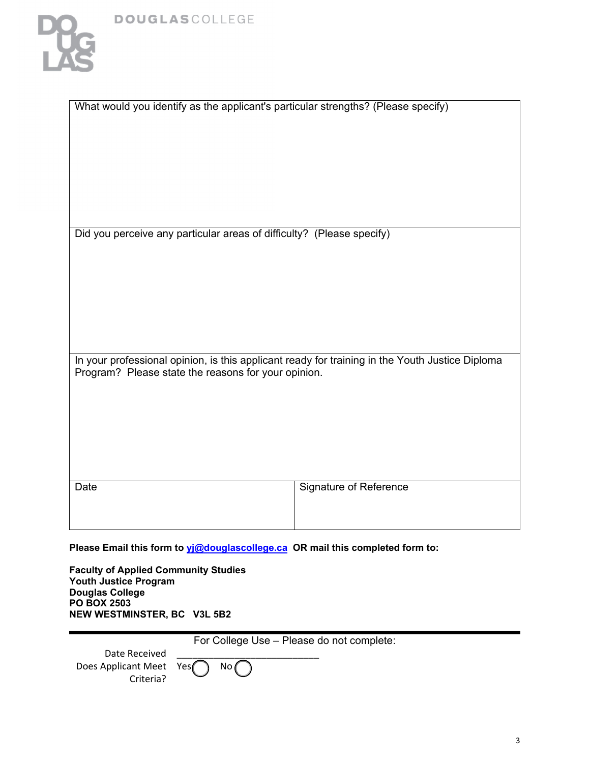| |
|---|
| What would you identify as the applicant's particular strengths? (Please specify) |
| Did you perceive any particular areas of difficulty? (Please specify) |
| In your professional opinion, is this applicant ready for training in the Youth Justice Diploma Program? Please state the reasons for your opinion. |

| Date | Signature of Reference |
|---|---|
| | |

**Please Email this form to [yj@douglascollege.ca](mailto:yj@douglascollege.ca) OR mail this completed form to:**

**Faculty of Applied Community Studies**
**Youth Justice Program**
**Douglas College**
**PO BOX 2503**
**NEW WESTMINSTER, BC V3L 5B2**

---

For College Use – Please do not complete:

Date Received ___________________________

Does Applicant Meet Criteria? Yes ◯ No ◯